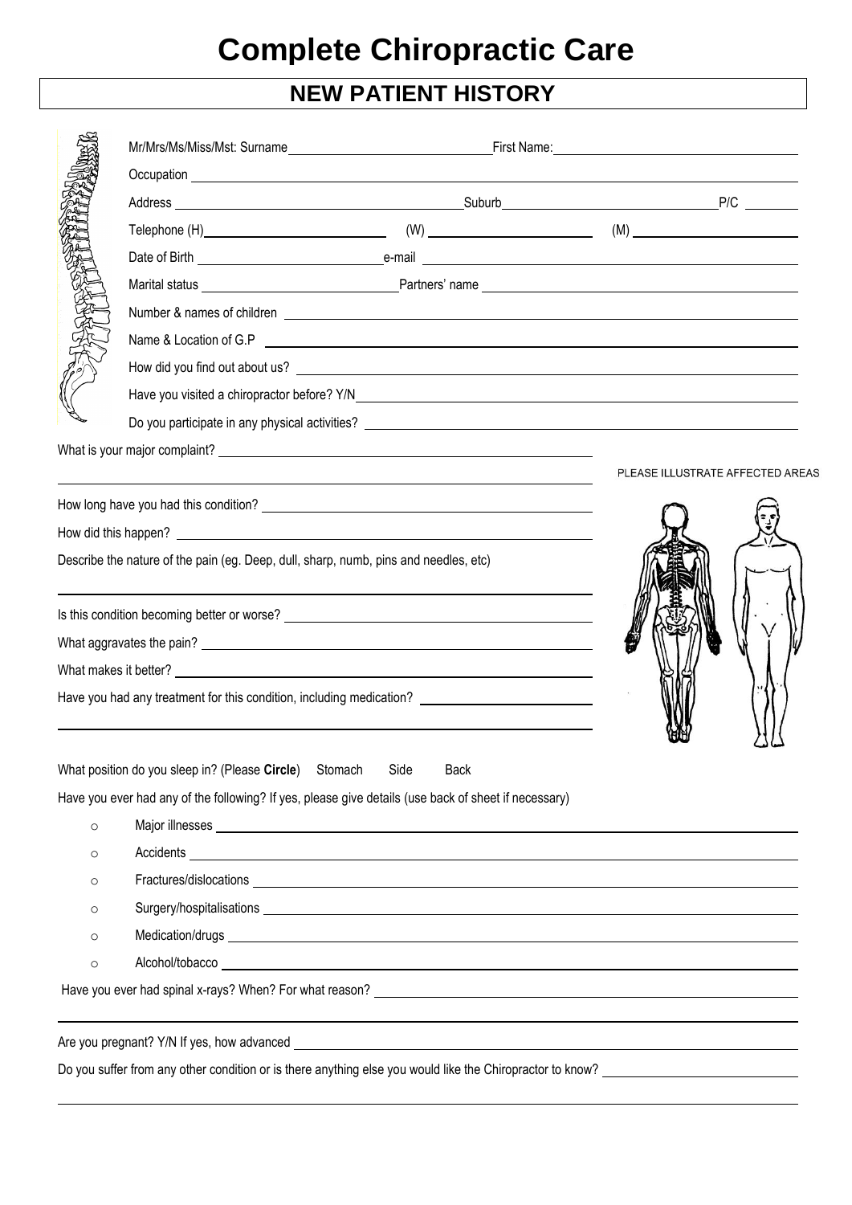# Complete Chiropractic Care

## NEW PATIENT HISTORY

Mr/Mrs/Ms/Miss/Mst: Surname ______________________ First Name: ______________________

Occupation ______________________

Address ______________________ Suburb ______________________ P/C ________

Telephone (H) ______________________ (W) ______________________ (M) ______________________

Date of Birth ______________________ e-mail ______________________

Marital status ______________________ Partners' name ______________________

Number & names of children ______________________

Name & Location of G.P ______________________

How did you find out about us? ______________________

Have you visited a chiropractor before? Y/N ______________________

Do you participate in any physical activities? ______________________

What is your major complaint? ______________________

______________________

PLEASE ILLUSTRATE AFFECTED AREAS

How long have you had this condition? ______________________

How did this happen? ______________________

Describe the nature of the pain (eg. Deep, dull, sharp, numb, pins and needles, etc)

______________________

Is this condition becoming better or worse? ______________________

What aggravates the pain? ______________________

What makes it better? ______________________

Have you had any treatment for this condition, including medication? ______________________

______________________

What position do you sleep in? (Please **Circle**) Stomach Side Back

Have you ever had any of the following? If yes, please give details (use back of sheet if necessary)

- Major illnesses ______________________
- Accidents ______________________
- Fractures/dislocations ______________________
- Surgery/hospitalisations ______________________
- Medication/drugs ______________________
- Alcohol/tobacco ______________________

Have you ever had spinal x-rays? When? For what reason? ______________________

______________________

Are you pregnant? Y/N If yes, how advanced ______________________

Do you suffer from any other condition or is there anything else you would like the Chiropractor to know? ______________________

______________________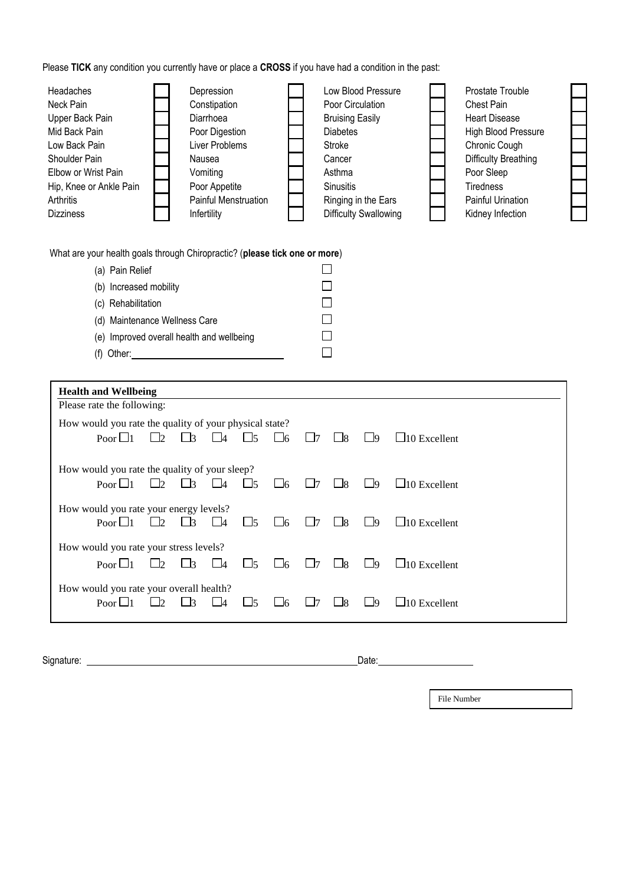Please **TICK** any condition you currently have or place a **CROSS** if you have had a condition in the past:

| | | | | | | | |
|---|---|---|---|---|---|---|---|
| Headaches | ☐ | Depression | ☐ | Low Blood Pressure | ☐ | Prostate Trouble | ☐ |
| Neck Pain | ☐ | Constipation | ☐ | Poor Circulation | ☐ | Chest Pain | ☐ |
| Upper Back Pain | ☐ | Diarrhoea | ☐ | Bruising Easily | ☐ | Heart Disease | ☐ |
| Mid Back Pain | ☐ | Poor Digestion | ☐ | Diabetes | ☐ | High Blood Pressure | ☐ |
| Low Back Pain | ☐ | Liver Problems | ☐ | Stroke | ☐ | Chronic Cough | ☐ |
| Shoulder Pain | ☐ | Nausea | ☐ | Cancer | ☐ | Difficulty Breathing | ☐ |
| Elbow or Wrist Pain | ☐ | Vomiting | ☐ | Asthma | ☐ | Poor Sleep | ☐ |
| Hip, Knee or Ankle Pain | ☐ | Poor Appetite | ☐ | Sinusitis | ☐ | Tiredness | ☐ |
| Arthritis | ☐ | Painful Menstruation | ☐ | Ringing in the Ears | ☐ | Painful Urination | ☐ |
| Dizziness | ☐ | Infertility | ☐ | Difficulty Swallowing | ☐ | Kidney Infection | ☐ |

What are your health goals through Chiropractic? (**please tick one or more**)

- (a) Pain Relief ☐
- (b) Increased mobility ☐
- (c) Rehabilitation ☐
- (d) Maintenance Wellness Care ☐
- (e) Improved overall health and wellbeing ☐
- (f) Other: ______________________________ ☐

## Health and Wellbeing

Please rate the following:

How would you rate the quality of your physical state?

Poor ☐1 ☐2 ☐3 ☐4 ☐5 ☐6 ☐7 ☐8 ☐9 ☐10 Excellent

How would you rate the quality of your sleep?

Poor ☐1 ☐2 ☐3 ☐4 ☐5 ☐6 ☐7 ☐8 ☐9 ☐10 Excellent

How would you rate your energy levels?

Poor ☐1 ☐2 ☐3 ☐4 ☐5 ☐6 ☐7 ☐8 ☐9 ☐10 Excellent

How would you rate your stress levels?

Poor ☐1 ☐2 ☐3 ☐4 ☐5 ☐6 ☐7 ☐8 ☐9 ☐10 Excellent

How would you rate your overall health?

Poor ☐1 ☐2 ☐3 ☐4 ☐5 ☐6 ☐7 ☐8 ☐9 ☐10 Excellent

Signature: ______________________________________________ Date: __________________

File Number